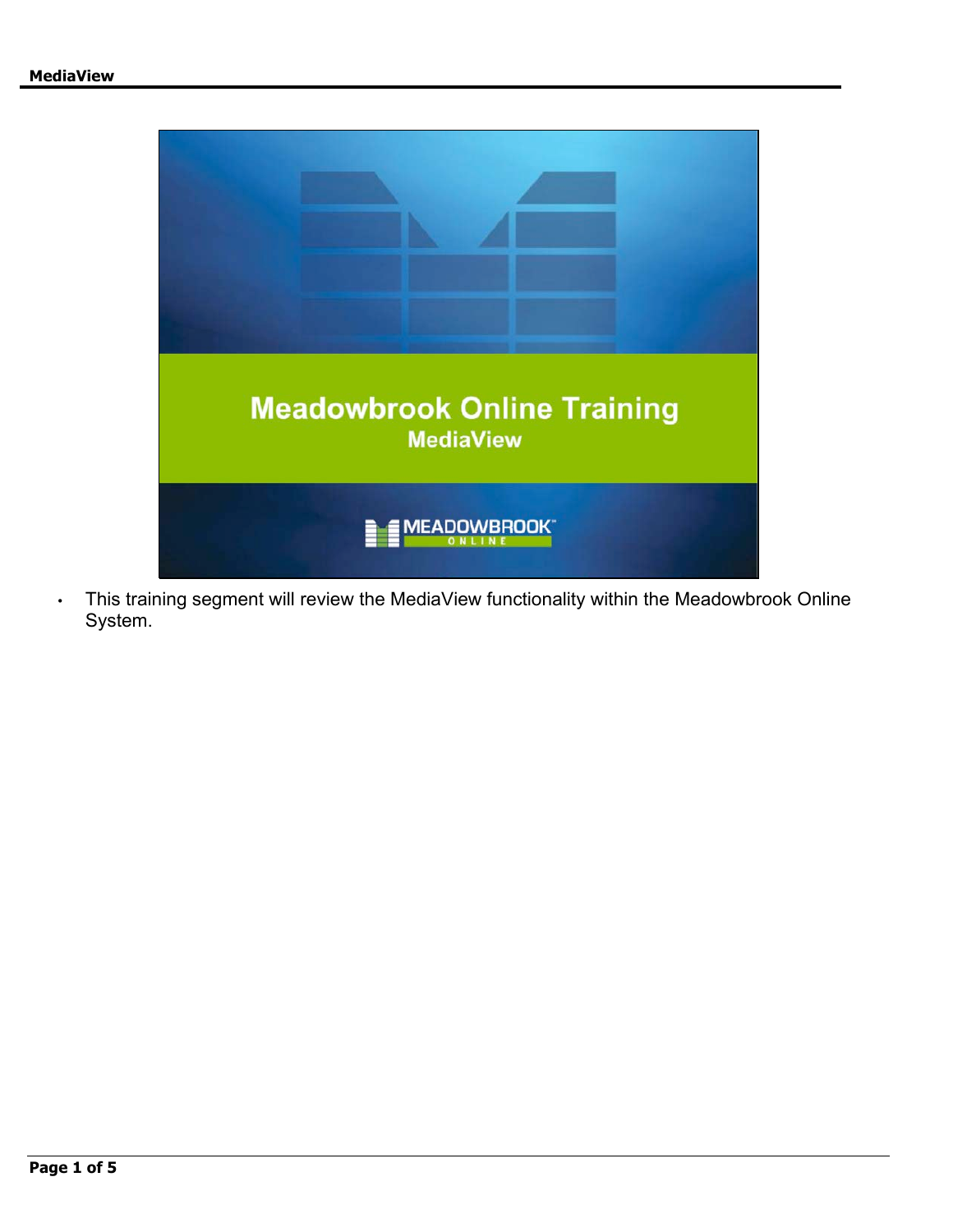Meadowbrook Online Training

MediaView

- This training segment will review the MediaView functionality within the Meadowbrook Online System.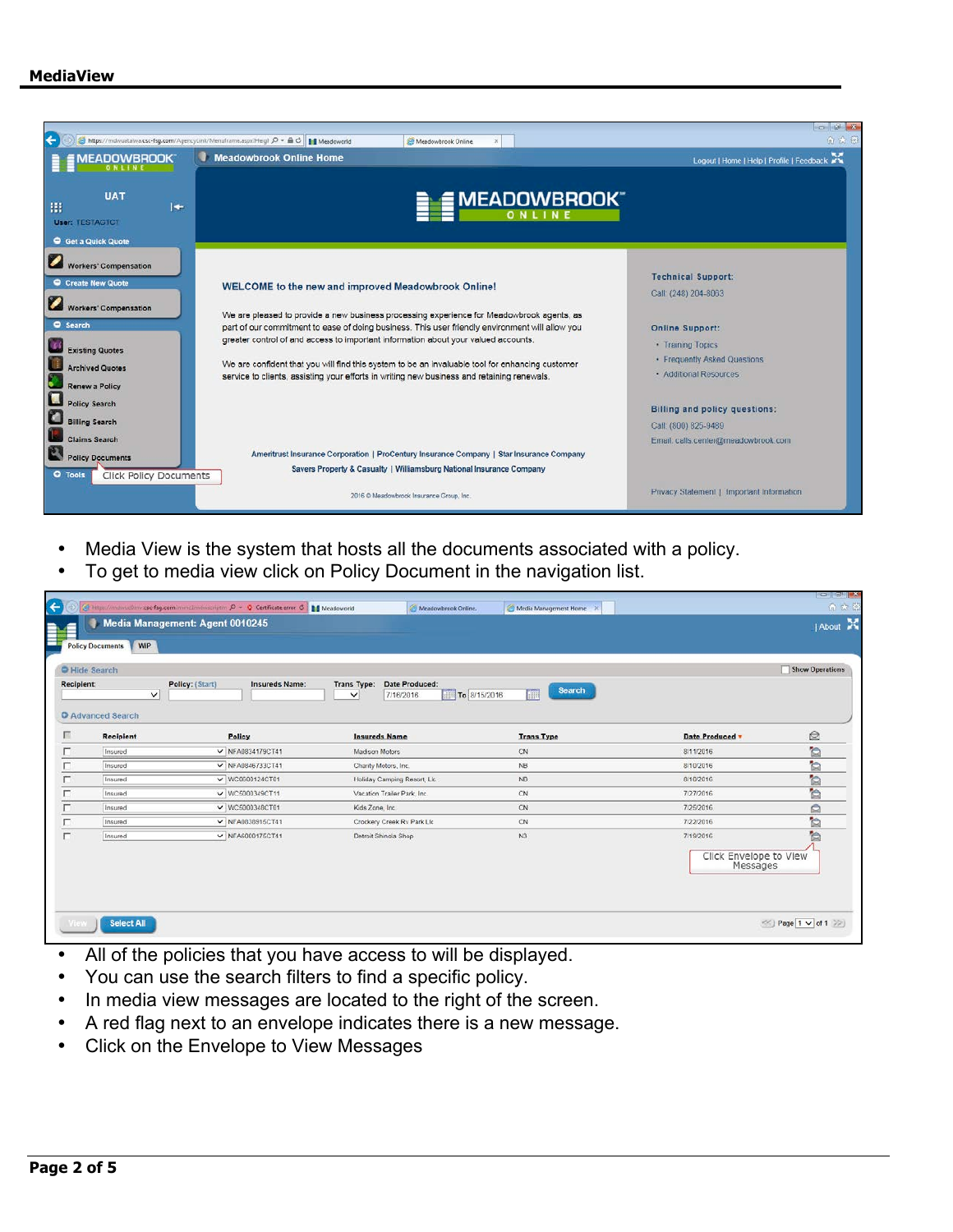**MediaView**

- Media View is the system that hosts all the documents associated with a policy.
- To get to media view click on Policy Document in the navigation list.

- All of the policies that you have access to will be displayed.
- You can use the search filters to find a specific policy.
- In media view messages are located to the right of the screen.
- A red flag next to an envelope indicates there is a new message.
- Click on the Envelope to View Messages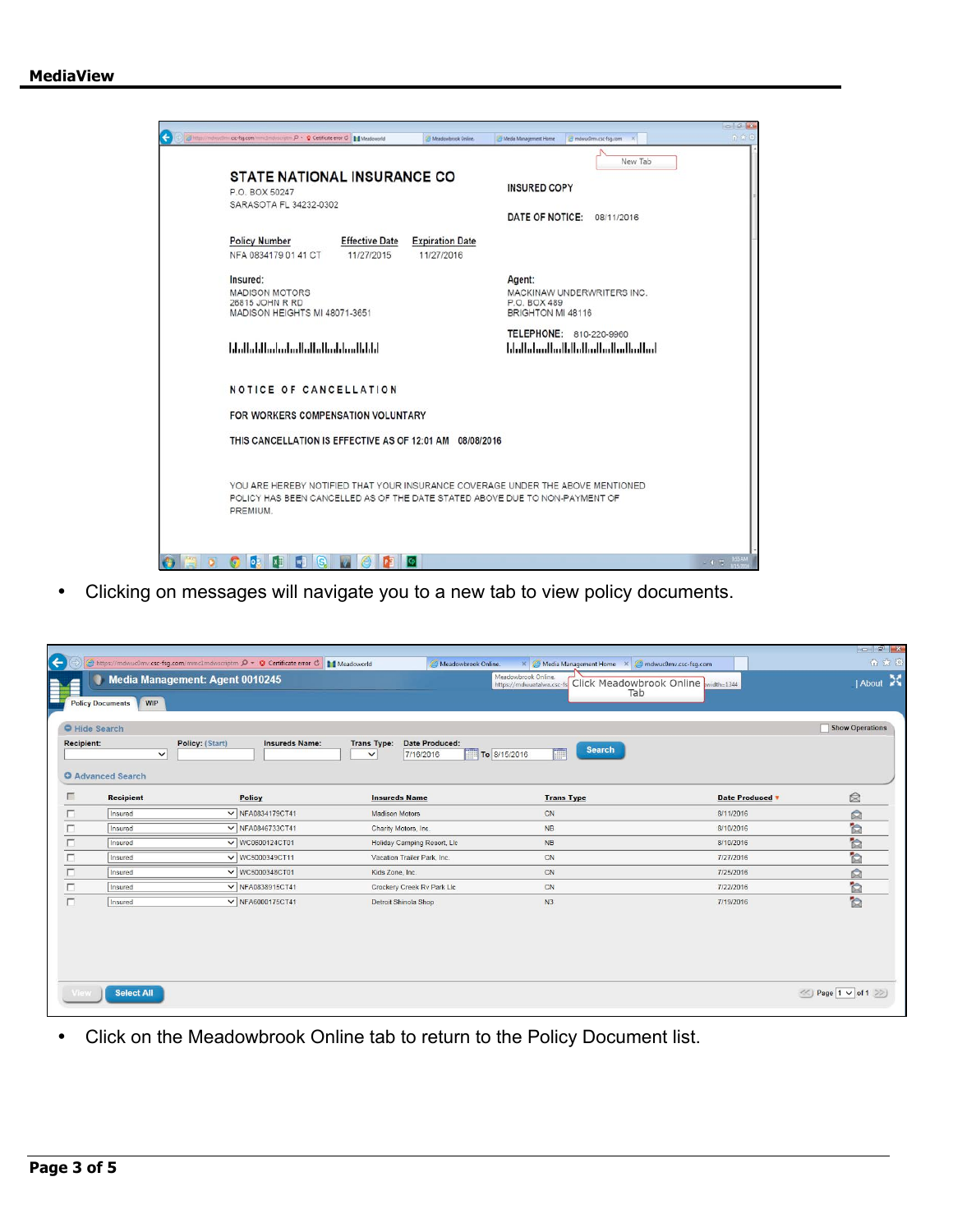# MediaView

STATE NATIONAL INSURANCE CO
P.O. BOX 50247
SARASOTA FL 34232-0302

INSURED COPY

DATE OF NOTICE: 08/11/2016

| Policy Number | Effective Date | Expiration Date |
|---|---|---|
| NFA 0834179 01 41 CT | 11/27/2015 | 11/27/2016 |

Insured:
MADISON MOTORS
26815 JOHN R RD
MADISON HEIGHTS MI 48071-3651

Agent:
MACKINAW UNDERWRITERS INC.
P.O. BOX 489
BRIGHTON MI 48116

TELEPHONE: 810-220-9960

NOTICE OF CANCELLATION

FOR WORKERS COMPENSATION VOLUNTARY

THIS CANCELLATION IS EFFECTIVE AS OF 12:01 AM 08/08/2016

YOU ARE HEREBY NOTIFIED THAT YOUR INSURANCE COVERAGE UNDER THE ABOVE MENTIONED POLICY HAS BEEN CANCELLED AS OF THE DATE STATED ABOVE DUE TO NON-PAYMENT OF PREMIUM.

New Tab

- Clicking on messages will navigate you to a new tab to view policy documents.

Media Management: Agent 0010245

Click Meadowbrook Online Tab

Policy Documents | WIP

Hide Search

Recipient: | Policy: (Start) | Insureds Name: | Trans Type: | Date Produced: 7/16/2016 To 8/15/2016 | Search

Advanced Search

| | Recipient | Policy | Insureds Name | Trans Type | Date Produced |
|---|---|---|---|---|---|
| ☐ | Insured | NFA0834179CT41 | Madison Motors | CN | 8/11/2016 |
| ☐ | Insured | NFA0846733CT41 | Charity Motors, Inc | NB | 8/10/2016 |
| ☐ | Insured | WC0800124CT01 | Holiday Camping Resort, Llc | NB | 8/10/2016 |
| ☐ | Insured | WC5000349CT11 | Vacation Trailer Park, Inc. | CN | 7/27/2016 |
| ☐ | Insured | WC5000348CT01 | Kids Zone, Inc. | CN | 7/25/2016 |
| ☐ | Insured | NFA0838915CT41 | Crockery Creek Rv Park Llc | CN | 7/22/2016 |
| ☐ | Insured | NFA6000175CT41 | Detroit Shinola Shop | N3 | 7/19/2016 |

View | Select All | Page 1 of 1

- Click on the Meadowbrook Online tab to return to the Policy Document list.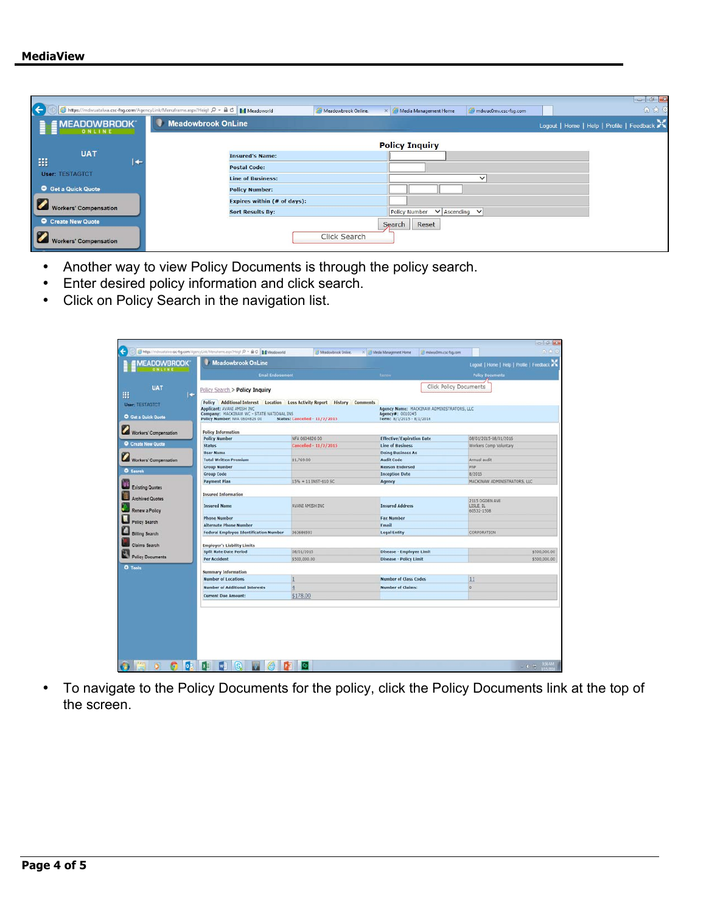- Another way to view Policy Documents is through the policy search.
- Enter desired policy information and click search.
- Click on Policy Search in the navigation list.

- To navigate to the Policy Documents for the policy, click the Policy Documents link at the top of the screen.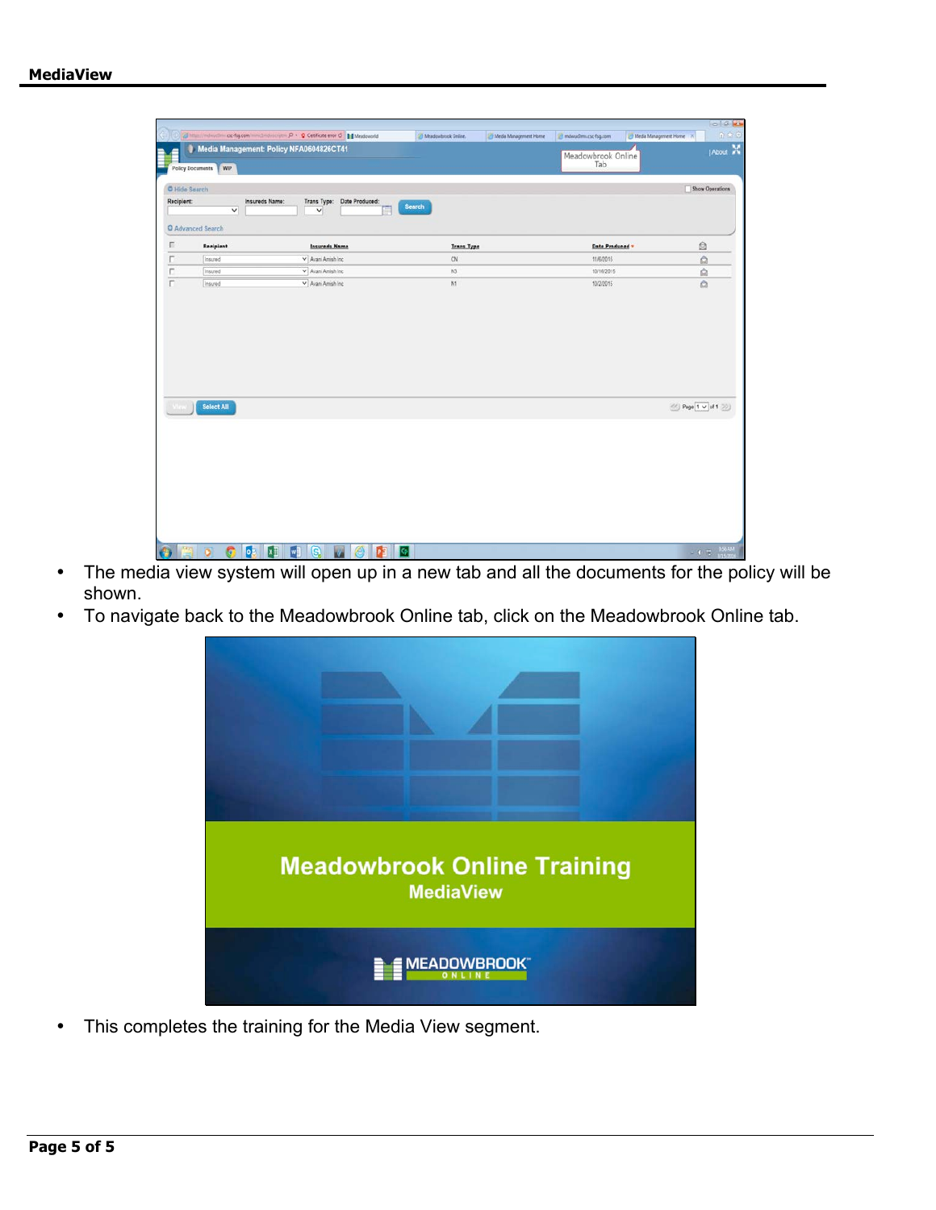- The media view system will open up in a new tab and all the documents for the policy will be shown.
- To navigate back to the Meadowbrook Online tab, click on the Meadowbrook Online tab.

- This completes the training for the Media View segment.